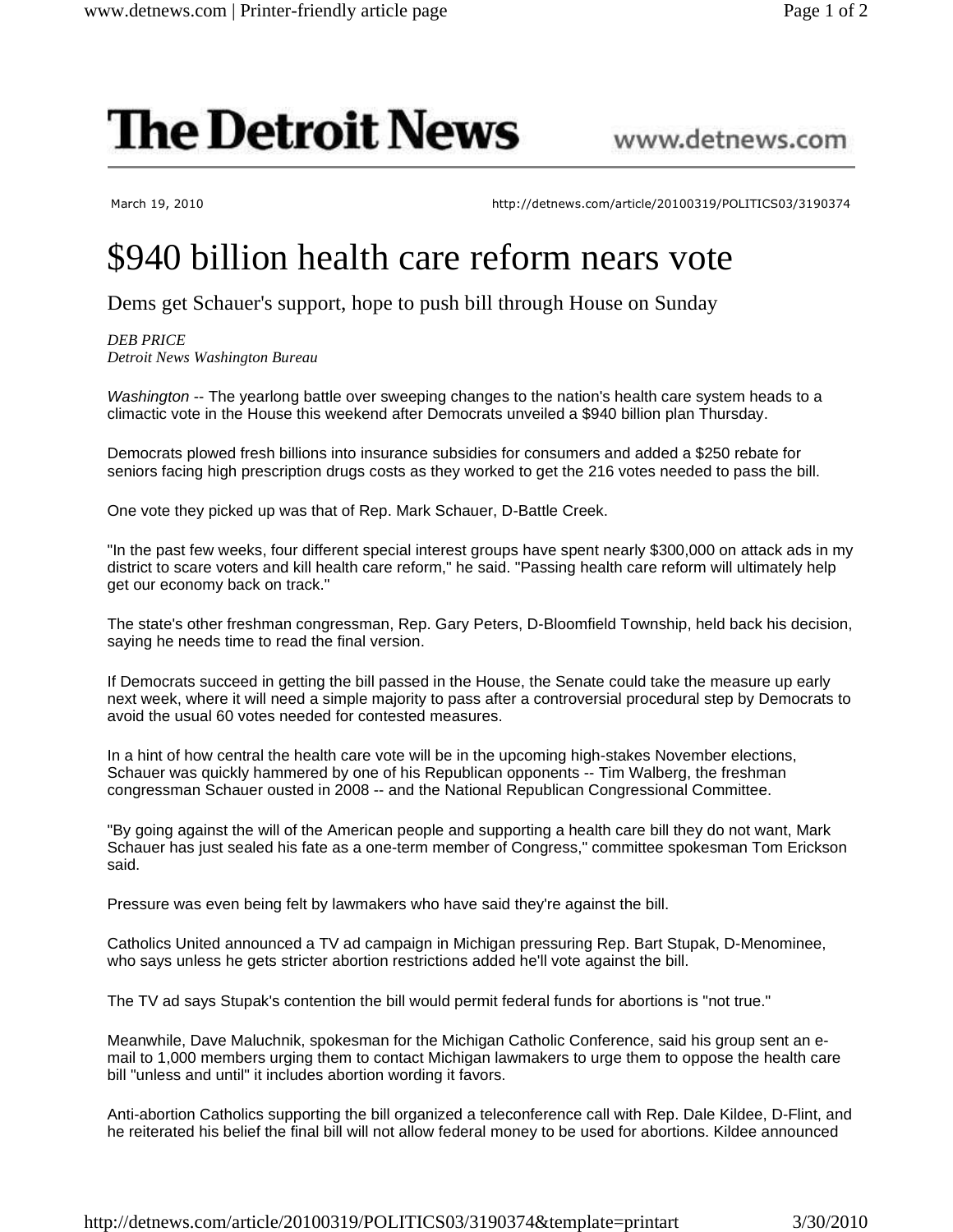# The Detroit News

www.detnews.com

March 19, 2010 http://detnews.com/article/20100319/POLITICS03/3190374

# $940 billion health care reform nears vote

## Dems get Schauer's support, hope to push bill through House on Sunday

*DEB PRICE*
*Detroit News Washington Bureau*

*Washington* -- The yearlong battle over sweeping changes to the nation's health care system heads to a climactic vote in the House this weekend after Democrats unveiled a $940 billion plan Thursday.

Democrats plowed fresh billions into insurance subsidies for consumers and added a $250 rebate for seniors facing high prescription drugs costs as they worked to get the 216 votes needed to pass the bill.

One vote they picked up was that of Rep. Mark Schauer, D-Battle Creek.

"In the past few weeks, four different special interest groups have spent nearly $300,000 on attack ads in my district to scare voters and kill health care reform," he said. "Passing health care reform will ultimately help get our economy back on track."

The state's other freshman congressman, Rep. Gary Peters, D-Bloomfield Township, held back his decision, saying he needs time to read the final version.

If Democrats succeed in getting the bill passed in the House, the Senate could take the measure up early next week, where it will need a simple majority to pass after a controversial procedural step by Democrats to avoid the usual 60 votes needed for contested measures.

In a hint of how central the health care vote will be in the upcoming high-stakes November elections, Schauer was quickly hammered by one of his Republican opponents -- Tim Walberg, the freshman congressman Schauer ousted in 2008 -- and the National Republican Congressional Committee.

"By going against the will of the American people and supporting a health care bill they do not want, Mark Schauer has just sealed his fate as a one-term member of Congress," committee spokesman Tom Erickson said.

Pressure was even being felt by lawmakers who have said they're against the bill.

Catholics United announced a TV ad campaign in Michigan pressuring Rep. Bart Stupak, D-Menominee, who says unless he gets stricter abortion restrictions added he'll vote against the bill.

The TV ad says Stupak's contention the bill would permit federal funds for abortions is "not true."

Meanwhile, Dave Maluchnik, spokesman for the Michigan Catholic Conference, said his group sent an e-mail to 1,000 members urging them to contact Michigan lawmakers to urge them to oppose the health care bill "unless and until" it includes abortion wording it favors.

Anti-abortion Catholics supporting the bill organized a teleconference call with Rep. Dale Kildee, D-Flint, and he reiterated his belief the final bill will not allow federal money to be used for abortions. Kildee announced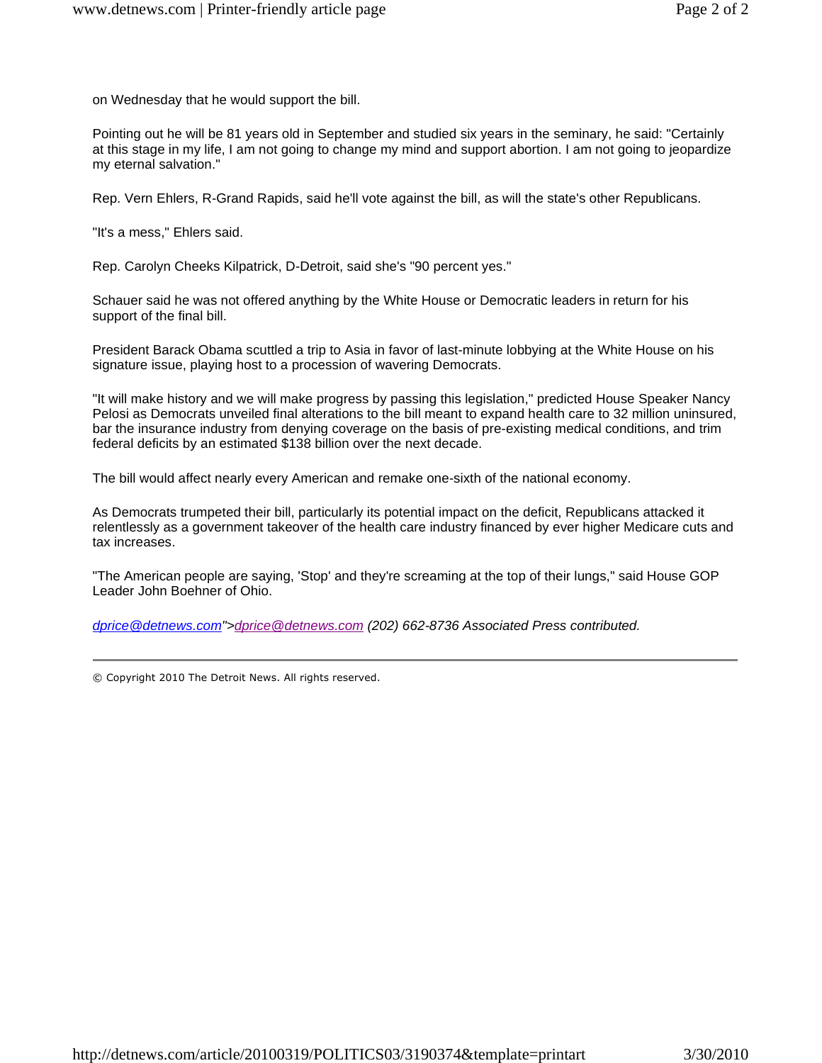on Wednesday that he would support the bill.

Pointing out he will be 81 years old in September and studied six years in the seminary, he said: "Certainly at this stage in my life, I am not going to change my mind and support abortion. I am not going to jeopardize my eternal salvation."

Rep. Vern Ehlers, R-Grand Rapids, said he'll vote against the bill, as will the state's other Republicans.

"It's a mess," Ehlers said.

Rep. Carolyn Cheeks Kilpatrick, D-Detroit, said she's "90 percent yes."

Schauer said he was not offered anything by the White House or Democratic leaders in return for his support of the final bill.

President Barack Obama scuttled a trip to Asia in favor of last-minute lobbying at the White House on his signature issue, playing host to a procession of wavering Democrats.

"It will make history and we will make progress by passing this legislation," predicted House Speaker Nancy Pelosi as Democrats unveiled final alterations to the bill meant to expand health care to 32 million uninsured, bar the insurance industry from denying coverage on the basis of pre-existing medical conditions, and trim federal deficits by an estimated $138 billion over the next decade.

The bill would affect nearly every American and remake one-sixth of the national economy.

As Democrats trumpeted their bill, particularly its potential impact on the deficit, Republicans attacked it relentlessly as a government takeover of the health care industry financed by ever higher Medicare cuts and tax increases.

"The American people are saying, 'Stop' and they're screaming at the top of their lungs," said House GOP Leader John Boehner of Ohio.

*dprice@detnews.com">dprice@detnews.com (202) 662-8736 Associated Press contributed.*

---

© Copyright 2010 The Detroit News. All rights reserved.